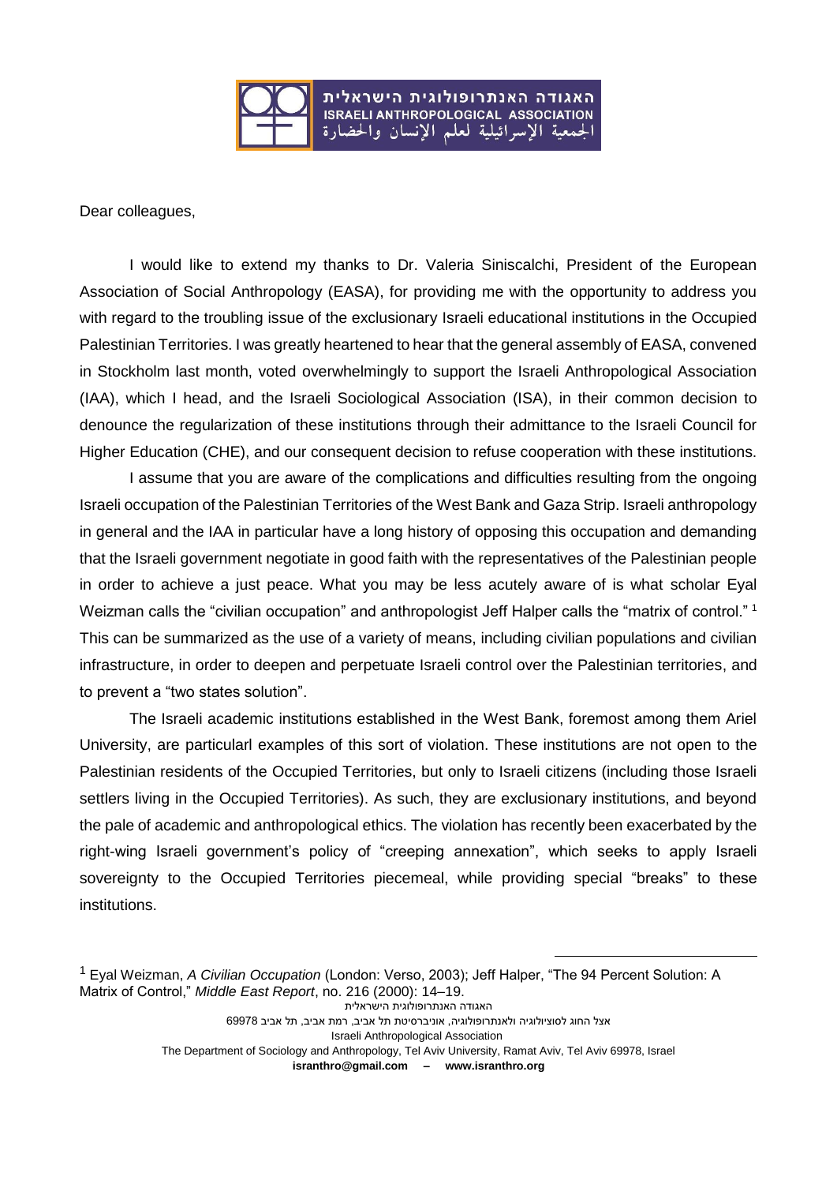Dear colleagues,

I would like to extend my thanks to Dr. Valeria Siniscalchi, President of the European Association of Social Anthropology (EASA), for providing me with the opportunity to address you with regard to the troubling issue of the exclusionary Israeli educational institutions in the Occupied Palestinian Territories. I was greatly heartened to hear that the general assembly of EASA, convened in Stockholm last month, voted overwhelmingly to support the Israeli Anthropological Association (IAA), which I head, and the Israeli Sociological Association (ISA), in their common decision to denounce the regularization of these institutions through their admittance to the Israeli Council for Higher Education (CHE), and our consequent decision to refuse cooperation with these institutions.

I assume that you are aware of the complications and difficulties resulting from the ongoing Israeli occupation of the Palestinian Territories of the West Bank and Gaza Strip. Israeli anthropology in general and the IAA in particular have a long history of opposing this occupation and demanding that the Israeli government negotiate in good faith with the representatives of the Palestinian people in order to achieve a just peace. What you may be less acutely aware of is what scholar Eyal Weizman calls the "civilian occupation" and anthropologist Jeff Halper calls the "matrix of control." [1] This can be summarized as the use of a variety of means, including civilian populations and civilian infrastructure, in order to deepen and perpetuate Israeli control over the Palestinian territories, and to prevent a "two states solution".

The Israeli academic institutions established in the West Bank, foremost among them Ariel University, are particularl examples of this sort of violation. These institutions are not open to the Palestinian residents of the Occupied Territories, but only to Israeli citizens (including those Israeli settlers living in the Occupied Territories). As such, they are exclusionary institutions, and beyond the pale of academic and anthropological ethics. The violation has recently been exacerbated by the right-wing Israeli government's policy of "creeping annexation", which seeks to apply Israeli sovereignty to the Occupied Territories piecemeal, while providing special "breaks" to these institutions.

---

[1] Eyal Weizman, *A Civilian Occupation* (London: Verso, 2003); Jeff Halper, "The 94 Percent Solution: A Matrix of Control," *Middle East Report*, no. 216 (2000): 14–19.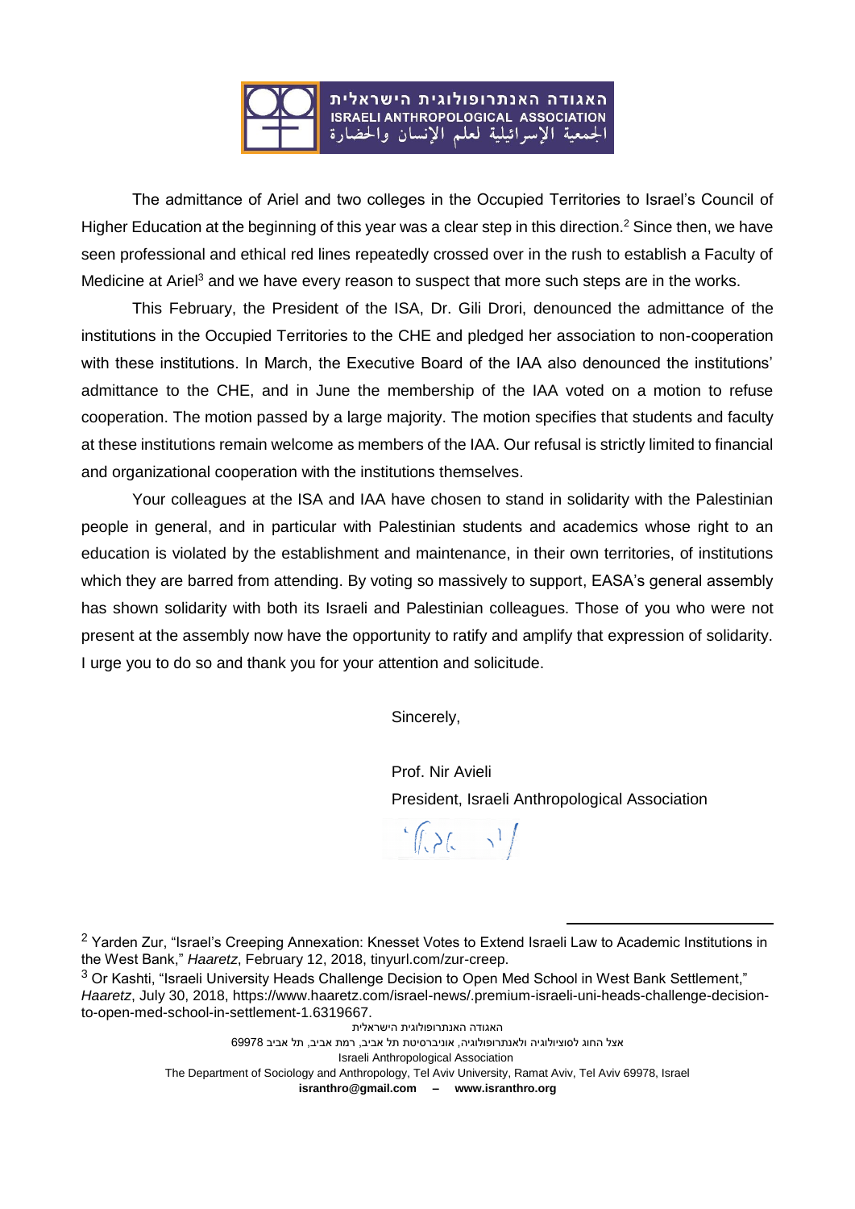The admittance of Ariel and two colleges in the Occupied Territories to Israel's Council of Higher Education at the beginning of this year was a clear step in this direction.[2] Since then, we have seen professional and ethical red lines repeatedly crossed over in the rush to establish a Faculty of Medicine at Ariel[3] and we have every reason to suspect that more such steps are in the works.

This February, the President of the ISA, Dr. Gili Drori, denounced the admittance of the institutions in the Occupied Territories to the CHE and pledged her association to non-cooperation with these institutions. In March, the Executive Board of the IAA also denounced the institutions' admittance to the CHE, and in June the membership of the IAA voted on a motion to refuse cooperation. The motion passed by a large majority. The motion specifies that students and faculty at these institutions remain welcome as members of the IAA. Our refusal is strictly limited to financial and organizational cooperation with the institutions themselves.

Your colleagues at the ISA and IAA have chosen to stand in solidarity with the Palestinian people in general, and in particular with Palestinian students and academics whose right to an education is violated by the establishment and maintenance, in their own territories, of institutions which they are barred from attending. By voting so massively to support, EASA's general assembly has shown solidarity with both its Israeli and Palestinian colleagues. Those of you who were not present at the assembly now have the opportunity to ratify and amplify that expression of solidarity. I urge you to do so and thank you for your attention and solicitude.

Sincerely,

Prof. Nir Avieli
President, Israeli Anthropological Association

---

[2] Yarden Zur, "Israel's Creeping Annexation: Knesset Votes to Extend Israeli Law to Academic Institutions in the West Bank," *Haaretz*, February 12, 2018, tinyurl.com/zur-creep.

[3] Or Kashti, "Israeli University Heads Challenge Decision to Open Med School in West Bank Settlement," *Haaretz*, July 30, 2018, https://www.haaretz.com/israel-news/.premium-israeli-uni-heads-challenge-decision-to-open-med-school-in-settlement-1.6319667.

האגודה האנתרופולוגית הישראלית
אצל החוג לסוציולוגיה ולאנתרופולוגיה, אוניברסיטת תל אביב, רמת אביב, תל אביב 69978
Israeli Anthropological Association
The Department of Sociology and Anthropology, Tel Aviv University, Ramat Aviv, Tel Aviv 69978, Israel
**isranthro@gmail.com – www.isranthro.org**